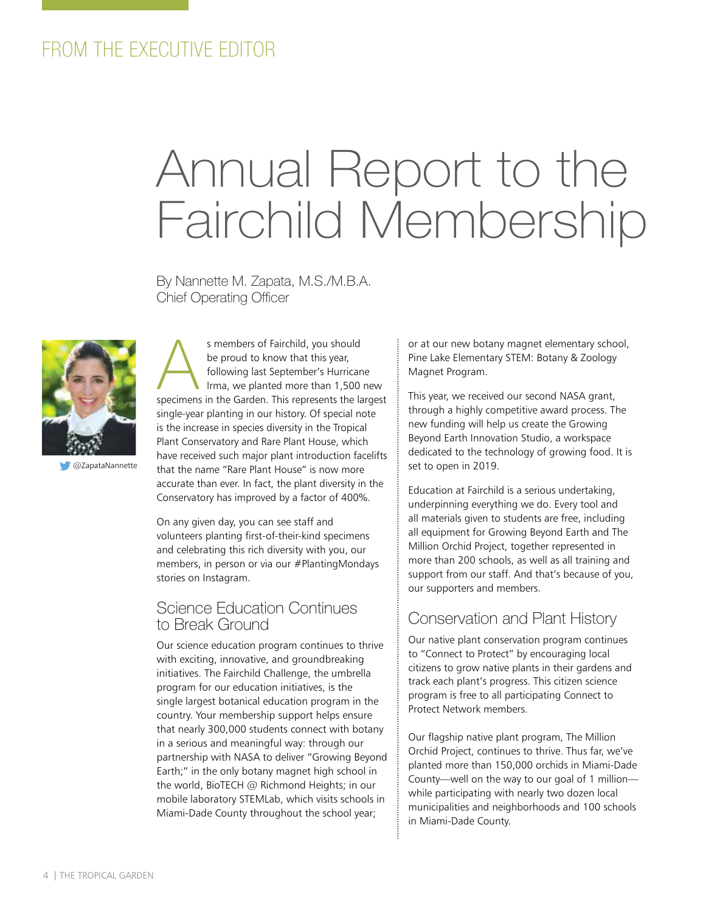FROM THE EXECUTIVE EDITOR

# Annual Report to the Fairchild Membership

By Nannette M. Zapata, M.S./M.B.A.
Chief Operating Officer

@ZapataNannette

As members of Fairchild, you should be proud to know that this year, following last September's Hurricane Irma, we planted more than 1,500 new specimens in the Garden. This represents the largest single-year planting in our history. Of special note is the increase in species diversity in the Tropical Plant Conservatory and Rare Plant House, which have received such major plant introduction facelifts that the name "Rare Plant House" is now more accurate than ever. In fact, the plant diversity in the Conservatory has improved by a factor of 400%.

On any given day, you can see staff and volunteers planting first-of-their-kind specimens and celebrating this rich diversity with you, our members, in person or via our #PlantingMondays stories on Instagram.

## Science Education Continues to Break Ground

Our science education program continues to thrive with exciting, innovative, and groundbreaking initiatives. The Fairchild Challenge, the umbrella program for our education initiatives, is the single largest botanical education program in the country. Your membership support helps ensure that nearly 300,000 students connect with botany in a serious and meaningful way: through our partnership with NASA to deliver "Growing Beyond Earth;" in the only botany magnet high school in the world, BioTECH @ Richmond Heights; in our mobile laboratory STEMLab, which visits schools in Miami-Dade County throughout the school year; or at our new botany magnet elementary school, Pine Lake Elementary STEM: Botany & Zoology Magnet Program.

This year, we received our second NASA grant, through a highly competitive award process. The new funding will help us create the Growing Beyond Earth Innovation Studio, a workspace dedicated to the technology of growing food. It is set to open in 2019.

Education at Fairchild is a serious undertaking, underpinning everything we do. Every tool and all materials given to students are free, including all equipment for Growing Beyond Earth and The Million Orchid Project, together represented in more than 200 schools, as well as all training and support from our staff. And that's because of you, our supporters and members.

## Conservation and Plant History

Our native plant conservation program continues to "Connect to Protect" by encouraging local citizens to grow native plants in their gardens and track each plant's progress. This citizen science program is free to all participating Connect to Protect Network members.

Our flagship native plant program, The Million Orchid Project, continues to thrive. Thus far, we've planted more than 150,000 orchids in Miami-Dade County—well on the way to our goal of 1 million—while participating with nearly two dozen local municipalities and neighborhoods and 100 schools in Miami-Dade County.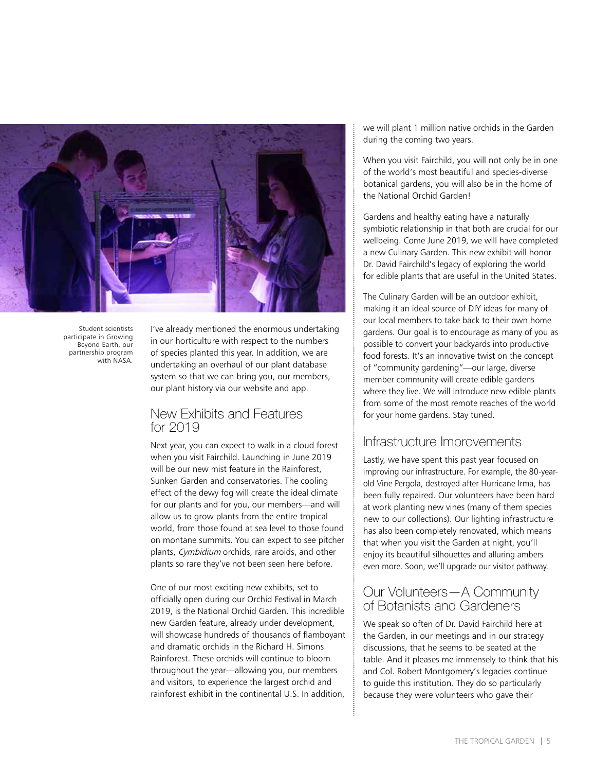Student scientists participate in Growing Beyond Earth, our partnership program with NASA.

I've already mentioned the enormous undertaking in our horticulture with respect to the numbers of species planted this year. In addition, we are undertaking an overhaul of our plant database system so that we can bring you, our members, our plant history via our website and app.

## New Exhibits and Features for 2019

Next year, you can expect to walk in a cloud forest when you visit Fairchild. Launching in June 2019 will be our new mist feature in the Rainforest, Sunken Garden and conservatories. The cooling effect of the dewy fog will create the ideal climate for our plants and for you, our members—and will allow us to grow plants from the entire tropical world, from those found at sea level to those found on montane summits. You can expect to see pitcher plants, *Cymbidium* orchids, rare aroids, and other plants so rare they've not been seen here before.

One of our most exciting new exhibits, set to officially open during our Orchid Festival in March 2019, is the National Orchid Garden. This incredible new Garden feature, already under development, will showcase hundreds of thousands of flamboyant and dramatic orchids in the Richard H. Simons Rainforest. These orchids will continue to bloom throughout the year—allowing you, our members and visitors, to experience the largest orchid and rainforest exhibit in the continental U.S. In addition, we will plant 1 million native orchids in the Garden during the coming two years.

When you visit Fairchild, you will not only be in one of the world's most beautiful and species-diverse botanical gardens, you will also be in the home of the National Orchid Garden!

Gardens and healthy eating have a naturally symbiotic relationship in that both are crucial for our wellbeing. Come June 2019, we will have completed a new Culinary Garden. This new exhibit will honor Dr. David Fairchild's legacy of exploring the world for edible plants that are useful in the United States.

The Culinary Garden will be an outdoor exhibit, making it an ideal source of DIY ideas for many of our local members to take back to their own home gardens. Our goal is to encourage as many of you as possible to convert your backyards into productive food forests. It's an innovative twist on the concept of "community gardening"—our large, diverse member community will create edible gardens where they live. We will introduce new edible plants from some of the most remote reaches of the world for your home gardens. Stay tuned.

## Infrastructure Improvements

Lastly, we have spent this past year focused on improving our infrastructure. For example, the 80-year-old Vine Pergola, destroyed after Hurricane Irma, has been fully repaired. Our volunteers have been hard at work planting new vines (many of them species new to our collections). Our lighting infrastructure has also been completely renovated, which means that when you visit the Garden at night, you'll enjoy its beautiful silhouettes and alluring ambers even more. Soon, we'll upgrade our visitor pathway.

## Our Volunteers—A Community of Botanists and Gardeners

We speak so often of Dr. David Fairchild here at the Garden, in our meetings and in our strategy discussions, that he seems to be seated at the table. And it pleases me immensely to think that his and Col. Robert Montgomery's legacies continue to guide this institution. They do so particularly because they were volunteers who gave their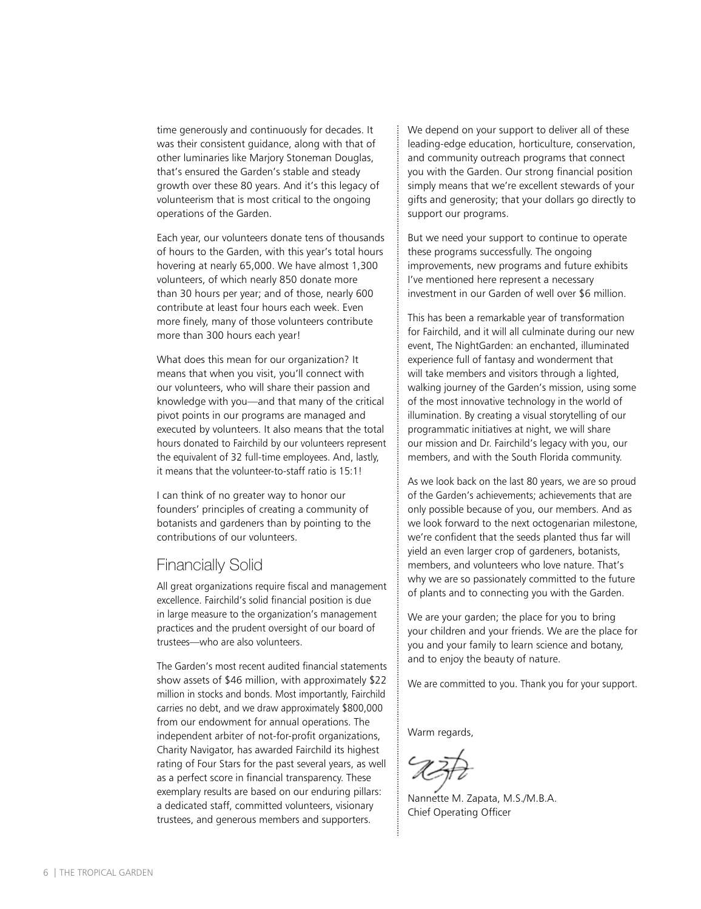time generously and continuously for decades. It was their consistent guidance, along with that of other luminaries like Marjory Stoneman Douglas, that's ensured the Garden's stable and steady growth over these 80 years. And it's this legacy of volunteerism that is most critical to the ongoing operations of the Garden.

Each year, our volunteers donate tens of thousands of hours to the Garden, with this year's total hours hovering at nearly 65,000. We have almost 1,300 volunteers, of which nearly 850 donate more than 30 hours per year; and of those, nearly 600 contribute at least four hours each week. Even more finely, many of those volunteers contribute more than 300 hours each year!

What does this mean for our organization? It means that when you visit, you'll connect with our volunteers, who will share their passion and knowledge with you—and that many of the critical pivot points in our programs are managed and executed by volunteers. It also means that the total hours donated to Fairchild by our volunteers represent the equivalent of 32 full-time employees. And, lastly, it means that the volunteer-to-staff ratio is 15:1!

I can think of no greater way to honor our founders' principles of creating a community of botanists and gardeners than by pointing to the contributions of our volunteers.

## Financially Solid

All great organizations require fiscal and management excellence. Fairchild's solid financial position is due in large measure to the organization's management practices and the prudent oversight of our board of trustees—who are also volunteers.

The Garden's most recent audited financial statements show assets of $46 million, with approximately $22 million in stocks and bonds. Most importantly, Fairchild carries no debt, and we draw approximately $800,000 from our endowment for annual operations. The independent arbiter of not-for-profit organizations, Charity Navigator, has awarded Fairchild its highest rating of Four Stars for the past several years, as well as a perfect score in financial transparency. These exemplary results are based on our enduring pillars: a dedicated staff, committed volunteers, visionary trustees, and generous members and supporters.

We depend on your support to deliver all of these leading-edge education, horticulture, conservation, and community outreach programs that connect you with the Garden. Our strong financial position simply means that we're excellent stewards of your gifts and generosity; that your dollars go directly to support our programs.

But we need your support to continue to operate these programs successfully. The ongoing improvements, new programs and future exhibits I've mentioned here represent a necessary investment in our Garden of well over $6 million.

This has been a remarkable year of transformation for Fairchild, and it will all culminate during our new event, The NightGarden: an enchanted, illuminated experience full of fantasy and wonderment that will take members and visitors through a lighted, walking journey of the Garden's mission, using some of the most innovative technology in the world of illumination. By creating a visual storytelling of our programmatic initiatives at night, we will share our mission and Dr. Fairchild's legacy with you, our members, and with the South Florida community.

As we look back on the last 80 years, we are so proud of the Garden's achievements; achievements that are only possible because of you, our members. And as we look forward to the next octogenarian milestone, we're confident that the seeds planted thus far will yield an even larger crop of gardeners, botanists, members, and volunteers who love nature. That's why we are so passionately committed to the future of plants and to connecting you with the Garden.

We are your garden; the place for you to bring your children and your friends. We are the place for you and your family to learn science and botany, and to enjoy the beauty of nature.

We are committed to you. Thank you for your support.

Warm regards,

Nannette M. Zapata, M.S./M.B.A.
Chief Operating Officer